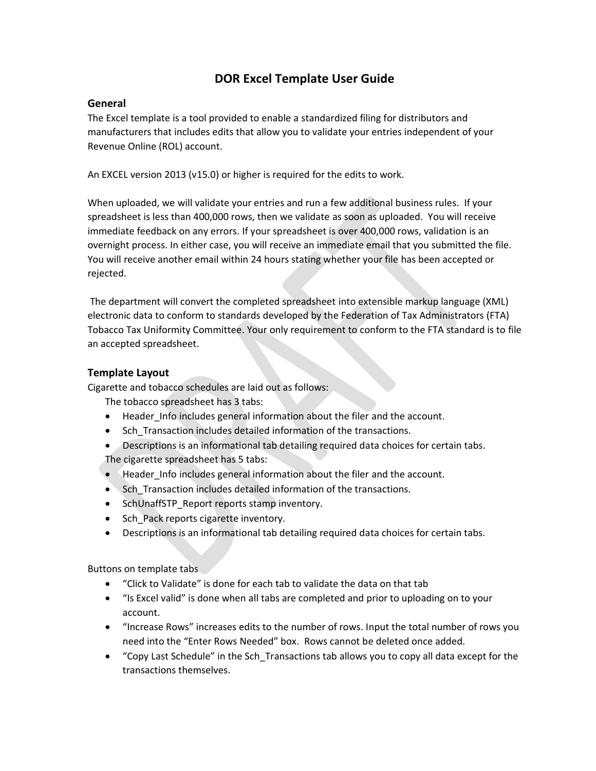# DOR Excel Template User Guide

## General

The Excel template is a tool provided to enable a standardized filing for distributors and manufacturers that includes edits that allow you to validate your entries independent of your Revenue Online (ROL) account.

An EXCEL version 2013 (v15.0) or higher is required for the edits to work.

When uploaded, we will validate your entries and run a few additional business rules. If your spreadsheet is less than 400,000 rows, then we validate as soon as uploaded. You will receive immediate feedback on any errors. If your spreadsheet is over 400,000 rows, validation is an overnight process. In either case, you will receive an immediate email that you submitted the file. You will receive another email within 24 hours stating whether your file has been accepted or rejected.

The department will convert the completed spreadsheet into extensible markup language (XML) electronic data to conform to standards developed by the Federation of Tax Administrators (FTA) Tobacco Tax Uniformity Committee. Your only requirement to conform to the FTA standard is to file an accepted spreadsheet.

## Template Layout

Cigarette and tobacco schedules are laid out as follows:

The tobacco spreadsheet has 3 tabs:

- Header_Info includes general information about the filer and the account.
- Sch_Transaction includes detailed information of the transactions.
- Descriptions is an informational tab detailing required data choices for certain tabs.

The cigarette spreadsheet has 5 tabs:

- Header_Info includes general information about the filer and the account.
- Sch_Transaction includes detailed information of the transactions.
- SchUnaffSTP_Report reports stamp inventory.
- Sch_Pack reports cigarette inventory.
- Descriptions is an informational tab detailing required data choices for certain tabs.

Buttons on template tabs

- "Click to Validate" is done for each tab to validate the data on that tab
- "Is Excel valid" is done when all tabs are completed and prior to uploading on to your account.
- "Increase Rows" increases edits to the number of rows. Input the total number of rows you need into the "Enter Rows Needed" box. Rows cannot be deleted once added.
- "Copy Last Schedule" in the Sch_Transactions tab allows you to copy all data except for the transactions themselves.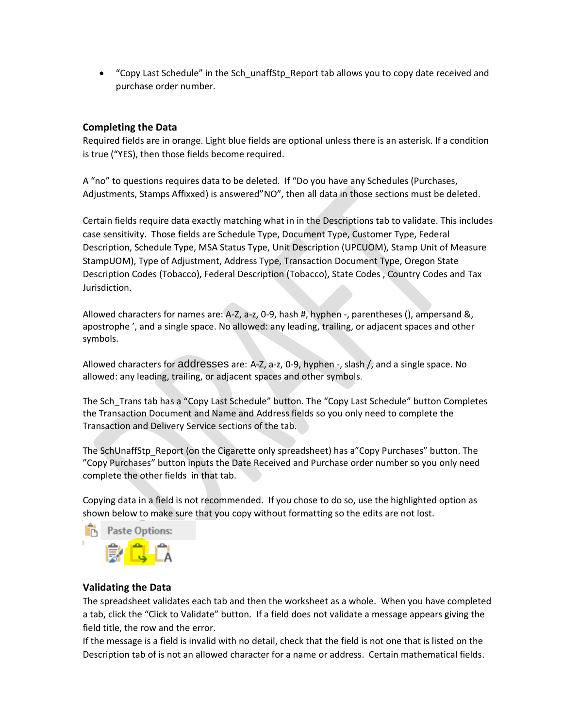- "Copy Last Schedule" in the Sch_unaffStp_Report tab allows you to copy date received and purchase order number.

### Completing the Data

Required fields are in orange. Light blue fields are optional unless there is an asterisk. If a condition is true ("YES), then those fields become required.

A "no" to questions requires data to be deleted. If "Do you have any Schedules (Purchases, Adjustments, Stamps Affixxed) is answered"NO", then all data in those sections must be deleted.

Certain fields require data exactly matching what in in the Descriptions tab to validate. This includes case sensitivity. Those fields are Schedule Type, Document Type, Customer Type, Federal Description, Schedule Type, MSA Status Type, Unit Description (UPCUOM), Stamp Unit of Measure StampUOM), Type of Adjustment, Address Type, Transaction Document Type, Oregon State Description Codes (Tobacco), Federal Description (Tobacco), State Codes , Country Codes and Tax Jurisdiction.

Allowed characters for names are: A-Z, a-z, 0-9, hash #, hyphen -, parentheses (), ampersand &, apostrophe ', and a single space. No allowed: any leading, trailing, or adjacent spaces and other symbols.

Allowed characters for addresses are: A-Z, a-z, 0-9, hyphen -, slash /, and a single space. No allowed: any leading, trailing, or adjacent spaces and other symbols.

The Sch_Trans tab has a "Copy Last Schedule" button. The "Copy Last Schedule" button Completes the Transaction Document and Name and Address fields so you only need to complete the Transaction and Delivery Service sections of the tab.

The SchUnaffStp_Report (on the Cigarette only spreadsheet) has a"Copy Purchases" button. The "Copy Purchases" button inputs the Date Received and Purchase order number so you only need complete the other fields in that tab.

Copying data in a field is not recommended. If you chose to do so, use the highlighted option as shown below to make sure that you copy without formatting so the edits are not lost.

Paste Options:

### Validating the Data

The spreadsheet validates each tab and then the worksheet as a whole. When you have completed a tab, click the "Click to Validate" button. If a field does not validate a message appears giving the field title, the row and the error.

If the message is a field is invalid with no detail, check that the field is not one that is listed on the Description tab of is not an allowed character for a name or address. Certain mathematical fields.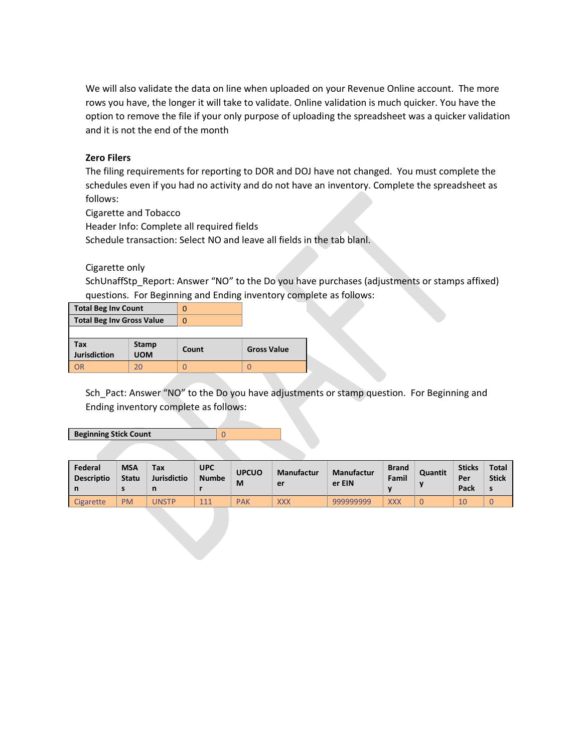We will also validate the data on line when uploaded on your Revenue Online account. The more rows you have, the longer it will take to validate. Online validation is much quicker. You have the option to remove the file if your only purpose of uploading the spreadsheet was a quicker validation and it is not the end of the month

**Zero Filers**

The filing requirements for reporting to DOR and DOJ have not changed. You must complete the schedules even if you had no activity and do not have an inventory. Complete the spreadsheet as follows:

Cigarette and Tobacco

Header Info: Complete all required fields

Schedule transaction: Select NO and leave all fields in the tab blanl.

Cigarette only

SchUnaffStp_Report: Answer "NO" to the Do you have purchases (adjustments or stamps affixed) questions. For Beginning and Ending inventory complete as follows:

| | |
|---|---|
| **Total Beg Inv Count** | 0 |
| **Total Beg Inv Gross Value** | 0 |

| Tax Jurisdiction | Stamp UOM | Count | Gross Value |
|---|---|---|---|
| OR | 20 | 0 | 0 |

Sch_Pact: Answer "NO" to the Do you have adjustments or stamp question. For Beginning and Ending inventory complete as follows:

| | |
|---|---|
| **Beginning Stick Count** | 0 |

| Federal Description | MSA Status | Tax Jurisdiction | UPC Number | UPCUOM | Manufacturer | Manufacturer EIN | Brand Family | Quantity | Sticks Per Pack | Total Sticks |
|---|---|---|---|---|---|---|---|---|---|---|
| Cigarette | PM | UNSTP | 111 | PAK | XXX | 999999999 | XXX | 0 | 10 | 0 |